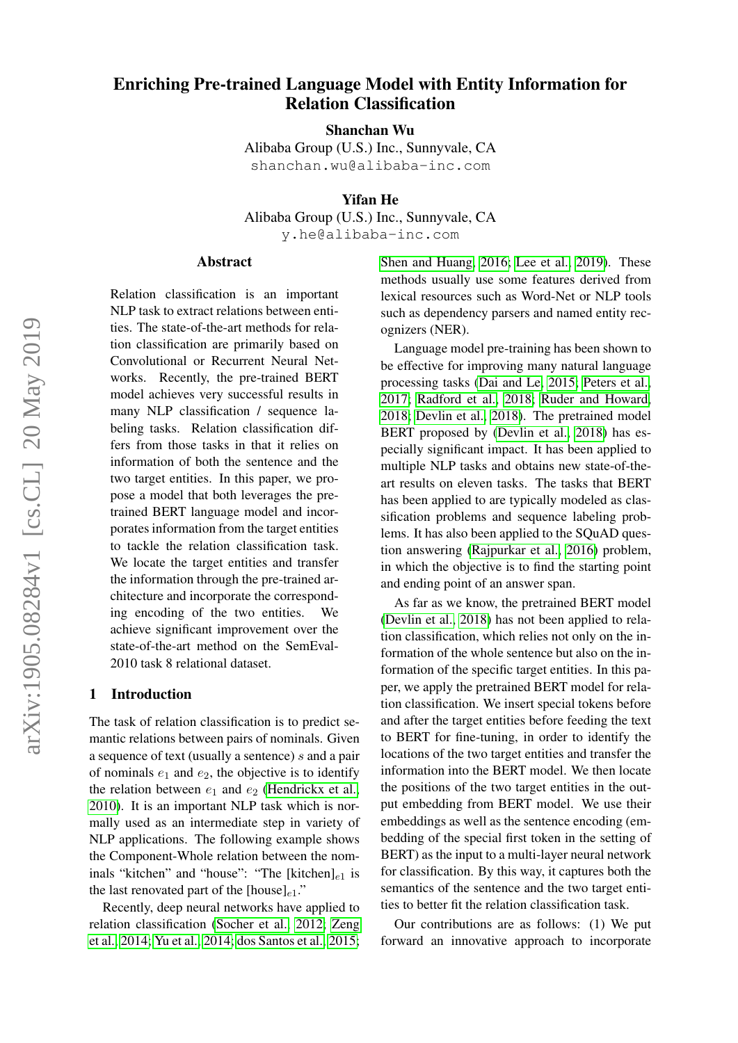# Enriching Pre-trained Language Model with Entity Information for Relation Classification

**Shanchan Wu**
Alibaba Group (U.S.) Inc., Sunnyvale, CA
shanchan.wu@alibaba-inc.com

**Yifan He**
Alibaba Group (U.S.) Inc., Sunnyvale, CA
y.he@alibaba-inc.com

## Abstract

Relation classification is an important NLP task to extract relations between entities. The state-of-the-art methods for relation classification are primarily based on Convolutional or Recurrent Neural Networks. Recently, the pre-trained BERT model achieves very successful results in many NLP classification / sequence labeling tasks. Relation classification differs from those tasks in that it relies on information of both the sentence and the two target entities. In this paper, we propose a model that both leverages the pre-trained BERT language model and incorporates information from the target entities to tackle the relation classification task. We locate the target entities and transfer the information through the pre-trained architecture and incorporate the corresponding encoding of the two entities. We achieve significant improvement over the state-of-the-art method on the SemEval-2010 task 8 relational dataset.

## 1 Introduction

The task of relation classification is to predict semantic relations between pairs of nominals. Given a sequence of text (usually a sentence) $s$ and a pair of nominals $e_1$ and $e_2$, the objective is to identify the relation between $e_1$ and $e_2$ (Hendrickx et al., 2010). It is an important NLP task which is normally used as an intermediate step in variety of NLP applications. The following example shows the Component-Whole relation between the nominals "kitchen" and "house": "The [kitchen]$_{e1}$ is the last renovated part of the [house]$_{e1}$."

Recently, deep neural networks have applied to relation classification (Socher et al., 2012; Zeng et al., 2014; Yu et al., 2014; dos Santos et al., 2015; Shen and Huang, 2016; Lee et al., 2019). These methods usually use some features derived from lexical resources such as Word-Net or NLP tools such as dependency parsers and named entity recognizers (NER).

Language model pre-training has been shown to be effective for improving many natural language processing tasks (Dai and Le, 2015; Peters et al., 2017; Radford et al., 2018; Ruder and Howard, 2018; Devlin et al., 2018). The pretrained model BERT proposed by (Devlin et al., 2018) has especially significant impact. It has been applied to multiple NLP tasks and obtains new state-of-the-art results on eleven tasks. The tasks that BERT has been applied to are typically modeled as classification problems and sequence labeling problems. It has also been applied to the SQuAD question answering (Rajpurkar et al., 2016) problem, in which the objective is to find the starting point and ending point of an answer span.

As far as we know, the pretrained BERT model (Devlin et al., 2018) has not been applied to relation classification, which relies not only on the information of the whole sentence but also on the information of the specific target entities. In this paper, we apply the pretrained BERT model for relation classification. We insert special tokens before and after the target entities before feeding the text to BERT for fine-tuning, in order to identify the locations of the two target entities and transfer the information into the BERT model. We then locate the positions of the two target entities in the output embedding from BERT model. We use their embeddings as well as the sentence encoding (embedding of the special first token in the setting of BERT) as the input to a multi-layer neural network for classification. By this way, it captures both the semantics of the sentence and the two target entities to better fit the relation classification task.

Our contributions are as follows: (1) We put forward an innovative approach to incorporate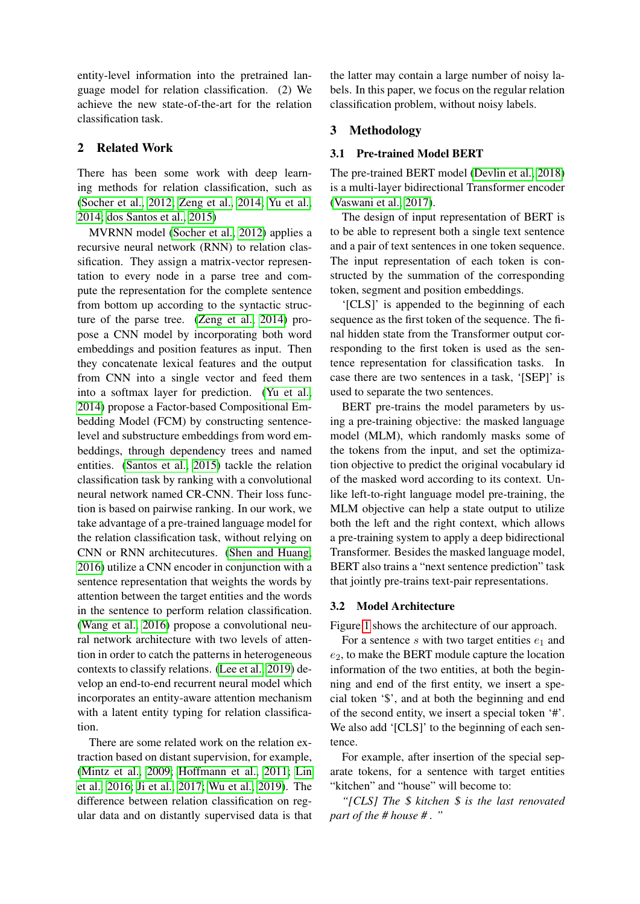entity-level information into the pretrained language model for relation classification. (2) We achieve the new state-of-the-art for the relation classification task.

## 2 Related Work

There has been some work with deep learning methods for relation classification, such as (Socher et al., 2012; Zeng et al., 2014; Yu et al., 2014; dos Santos et al., 2015)

MVRNN model (Socher et al., 2012) applies a recursive neural network (RNN) to relation classification. They assign a matrix-vector representation to every node in a parse tree and compute the representation for the complete sentence from bottom up according to the syntactic structure of the parse tree. (Zeng et al., 2014) propose a CNN model by incorporating both word embeddings and position features as input. Then they concatenate lexical features and the output from CNN into a single vector and feed them into a softmax layer for prediction. (Yu et al., 2014) propose a Factor-based Compositional Embedding Model (FCM) by constructing sentence-level and substructure embeddings from word embeddings, through dependency trees and named entities. (Santos et al., 2015) tackle the relation classification task by ranking with a convolutional neural network named CR-CNN. Their loss function is based on pairwise ranking. In our work, we take advantage of a pre-trained language model for the relation classification task, without relying on CNN or RNN architecutures. (Shen and Huang, 2016) utilize a CNN encoder in conjunction with a sentence representation that weights the words by attention between the target entities and the words in the sentence to perform relation classification. (Wang et al., 2016) propose a convolutional neural network architecture with two levels of attention in order to catch the patterns in heterogeneous contexts to classify relations. (Lee et al., 2019) develop an end-to-end recurrent neural model which incorporates an entity-aware attention mechanism with a latent entity typing for relation classification.

There are some related work on the relation extraction based on distant supervision, for example, (Mintz et al., 2009; Hoffmann et al., 2011; Lin et al., 2016; Ji et al., 2017; Wu et al., 2019). The difference between relation classification on regular data and on distantly supervised data is that the latter may contain a large number of noisy labels. In this paper, we focus on the regular relation classification problem, without noisy labels.

## 3 Methodology

### 3.1 Pre-trained Model BERT

The pre-trained BERT model (Devlin et al., 2018) is a multi-layer bidirectional Transformer encoder (Vaswani et al., 2017).

The design of input representation of BERT is to be able to represent both a single text sentence and a pair of text sentences in one token sequence. The input representation of each token is constructed by the summation of the corresponding token, segment and position embeddings.

'[CLS]' is appended to the beginning of each sequence as the first token of the sequence. The final hidden state from the Transformer output corresponding to the first token is used as the sentence representation for classification tasks. In case there are two sentences in a task, '[SEP]' is used to separate the two sentences.

BERT pre-trains the model parameters by using a pre-training objective: the masked language model (MLM), which randomly masks some of the tokens from the input, and set the optimization objective to predict the original vocabulary id of the masked word according to its context. Unlike left-to-right language model pre-training, the MLM objective can help a state output to utilize both the left and the right context, which allows a pre-training system to apply a deep bidirectional Transformer. Besides the masked language model, BERT also trains a "next sentence prediction" task that jointly pre-trains text-pair representations.

### 3.2 Model Architecture

Figure 1 shows the architecture of our approach.

For a sentence $s$ with two target entities $e_1$ and $e_2$, to make the BERT module capture the location information of the two entities, at both the beginning and end of the first entity, we insert a special token '$', and at both the beginning and end of the second entity, we insert a special token '#'. We also add '[CLS]' to the beginning of each sentence.

For example, after insertion of the special separate tokens, for a sentence with target entities "kitchen" and "house" will become to:

*"[CLS] The $ kitchen $ is the last renovated part of the # house # . "*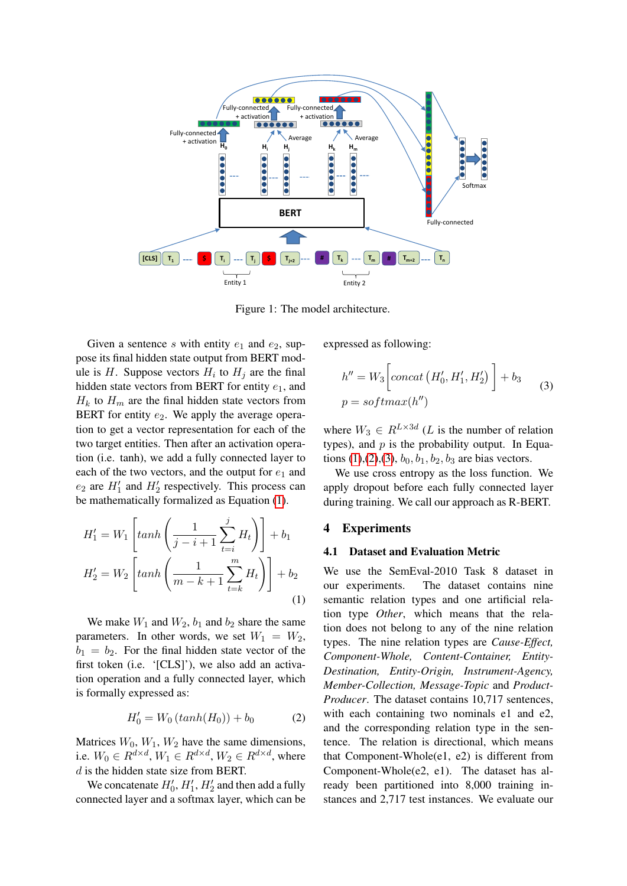Figure 1: The model architecture.

Given a sentence $s$ with entity $e_1$ and $e_2$, suppose its final hidden state output from BERT module is $H$. Suppose vectors $H_i$ to $H_j$ are the final hidden state vectors from BERT for entity $e_1$, and $H_k$ to $H_m$ are the final hidden state vectors from BERT for entity $e_2$. We apply the average operation to get a vector representation for each of the two target entities. Then after an activation operation (i.e. tanh), we add a fully connected layer to each of the two vectors, and the output for $e_1$ and $e_2$ are $H'_1$ and $H'_2$ respectively. This process can be mathematically formalized as Equation (1).

$$H'_1 = W_1 \left[ tanh \left( \frac{1}{j-i+1} \sum_{t=i}^{j} H_t \right) \right] + b_1$$
$$H'_2 = W_2 \left[ tanh \left( \frac{1}{m-k+1} \sum_{t=k}^{m} H_t \right) \right] + b_2 \tag{1}$$

We make $W_1$ and $W_2$, $b_1$ and $b_2$ share the same parameters. In other words, we set $W_1 = W_2$, $b_1 = b_2$. For the final hidden state vector of the first token (i.e. '[CLS]'), we also add an activation operation and a fully connected layer, which is formally expressed as:

$$H'_0 = W_0 \left( tanh(H_0) \right) + b_0 \tag{2}$$

Matrices $W_0$, $W_1$, $W_2$ have the same dimensions, i.e. $W_0 \in R^{d \times d}$, $W_1 \in R^{d \times d}$, $W_2 \in R^{d \times d}$, where $d$ is the hidden state size from BERT.

We concatenate $H'_0$, $H'_1$, $H'_2$ and then add a fully connected layer and a softmax layer, which can be expressed as following:

$$h'' = W_3 \left[ concat \left( H'_0, H'_1, H'_2 \right) \right] + b_3$$
$$p = softmax(h'') \tag{3}$$

where $W_3 \in R^{L \times 3d}$ ($L$ is the number of relation types), and $p$ is the probability output. In Equations (1),(2),(3), $b_0, b_1, b_2, b_3$ are bias vectors.

We use cross entropy as the loss function. We apply dropout before each fully connected layer during training. We call our approach as R-BERT.

## 4 Experiments

### 4.1 Dataset and Evaluation Metric

We use the SemEval-2010 Task 8 dataset in our experiments. The dataset contains nine semantic relation types and one artificial relation type *Other*, which means that the relation does not belong to any of the nine relation types. The nine relation types are *Cause-Effect, Component-Whole, Content-Container, Entity-Destination, Entity-Origin, Instrument-Agency, Member-Collection, Message-Topic* and *Product-Producer*. The dataset contains 10,717 sentences, with each containing two nominals e1 and e2, and the corresponding relation type in the sentence. The relation is directional, which means that Component-Whole(e1, e2) is different from Component-Whole(e2, e1). The dataset has already been partitioned into 8,000 training instances and 2,717 test instances. We evaluate our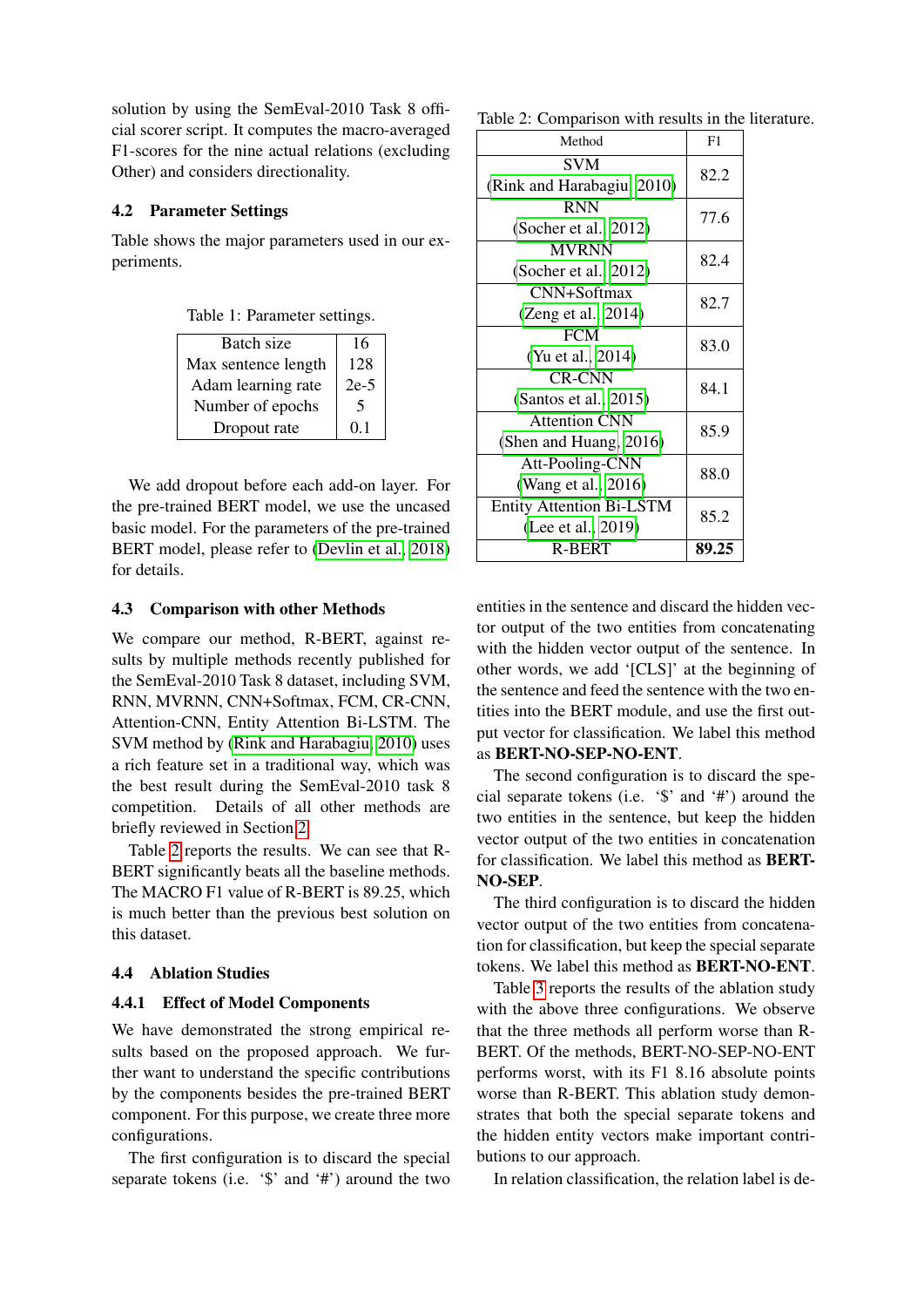solution by using the SemEval-2010 Task 8 official scorer script. It computes the macro-averaged F1-scores for the nine actual relations (excluding Other) and considers directionality.

### 4.2 Parameter Settings

Table shows the major parameters used in our experiments.

Table 1: Parameter settings.

| | |
|---|---|
| Batch size | 16 |
| Max sentence length | 128 |
| Adam learning rate | 2e-5 |
| Number of epochs | 5 |
| Dropout rate | 0.1 |

We add dropout before each add-on layer. For the pre-trained BERT model, we use the uncased basic model. For the parameters of the pre-trained BERT model, please refer to (Devlin et al., 2018) for details.

### 4.3 Comparison with other Methods

We compare our method, R-BERT, against results by multiple methods recently published for the SemEval-2010 Task 8 dataset, including SVM, RNN, MVRNN, CNN+Softmax, FCM, CR-CNN, Attention-CNN, Entity Attention Bi-LSTM. The SVM method by (Rink and Harabagiu, 2010) uses a rich feature set in a traditional way, which was the best result during the SemEval-2010 task 8 competition. Details of all other methods are briefly reviewed in Section 2.

Table 2 reports the results. We can see that R-BERT significantly beats all the baseline methods. The MACRO F1 value of R-BERT is 89.25, which is much better than the previous best solution on this dataset.

Table 2: Comparison with results in the literature.

| Method | F1 |
|---|---|
| SVM (Rink and Harabagiu, 2010) | 82.2 |
| RNN (Socher et al., 2012) | 77.6 |
| MVRNN (Socher et al., 2012) | 82.4 |
| CNN+Softmax (Zeng et al., 2014) | 82.7 |
| FCM (Yu et al., 2014) | 83.0 |
| CR-CNN (Santos et al., 2015) | 84.1 |
| Attention CNN (Shen and Huang, 2016) | 85.9 |
| Att-Pooling-CNN (Wang et al., 2016) | 88.0 |
| Entity Attention Bi-LSTM (Lee et al., 2019) | 85.2 |
| R-BERT | **89.25** |

### 4.4 Ablation Studies

#### 4.4.1 Effect of Model Components

We have demonstrated the strong empirical results based on the proposed approach. We further want to understand the specific contributions by the components besides the pre-trained BERT component. For this purpose, we create three more configurations.

The first configuration is to discard the special separate tokens (i.e. '$' and '#') around the two entities in the sentence and discard the hidden vector output of the two entities from concatenating with the hidden vector output of the sentence. In other words, we add '[CLS]' at the beginning of the sentence and feed the sentence with the two entities into the BERT module, and use the first output vector for classification. We label this method as **BERT-NO-SEP-NO-ENT**.

The second configuration is to discard the special separate tokens (i.e. '$' and '#') around the two entities in the sentence, but keep the hidden vector output of the two entities in concatenation for classification. We label this method as **BERT-NO-SEP**.

The third configuration is to discard the hidden vector output of the two entities from concatenation for classification, but keep the special separate tokens. We label this method as **BERT-NO-ENT**.

Table 3 reports the results of the ablation study with the above three configurations. We observe that the three methods all perform worse than R-BERT. Of the methods, BERT-NO-SEP-NO-ENT performs worst, with its F1 8.16 absolute points worse than R-BERT. This ablation study demonstrates that both the special separate tokens and the hidden entity vectors make important contributions to our approach.

In relation classification, the relation label is de-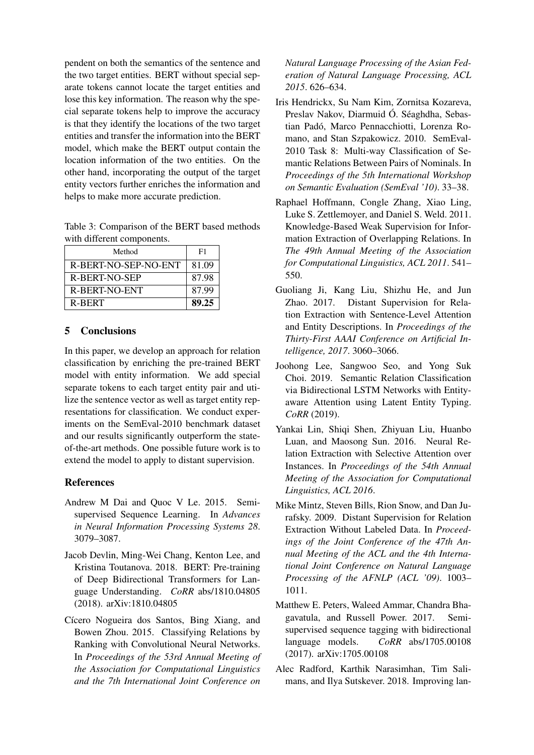pendent on both the semantics of the sentence and the two target entities. BERT without special separate tokens cannot locate the target entities and lose this key information. The reason why the special separate tokens help to improve the accuracy is that they identify the locations of the two target entities and transfer the information into the BERT model, which make the BERT output contain the location information of the two entities. On the other hand, incorporating the output of the target entity vectors further enriches the information and helps to make more accurate prediction.

Table 3: Comparison of the BERT based methods with different components.

| Method | F1 |
|---|---|
| R-BERT-NO-SEP-NO-ENT | 81.09 |
| R-BERT-NO-SEP | 87.98 |
| R-BERT-NO-ENT | 87.99 |
| R-BERT | **89.25** |

## 5 Conclusions

In this paper, we develop an approach for relation classification by enriching the pre-trained BERT model with entity information. We add special separate tokens to each target entity pair and utilize the sentence vector as well as target entity representations for classification. We conduct experiments on the SemEval-2010 benchmark dataset and our results significantly outperform the state-of-the-art methods. One possible future work is to extend the model to apply to distant supervision.

## References

Andrew M Dai and Quoc V Le. 2015. Semi-supervised Sequence Learning. In *Advances in Neural Information Processing Systems 28*. 3079–3087.

Jacob Devlin, Ming-Wei Chang, Kenton Lee, and Kristina Toutanova. 2018. BERT: Pre-training of Deep Bidirectional Transformers for Language Understanding. *CoRR* abs/1810.04805 (2018). arXiv:1810.04805

Cícero Nogueira dos Santos, Bing Xiang, and Bowen Zhou. 2015. Classifying Relations by Ranking with Convolutional Neural Networks. In *Proceedings of the 53rd Annual Meeting of the Association for Computational Linguistics and the 7th International Joint Conference on Natural Language Processing of the Asian Federation of Natural Language Processing, ACL 2015*. 626–634.

Iris Hendrickx, Su Nam Kim, Zornitsa Kozareva, Preslav Nakov, Diarmuid Ó. Séaghdha, Sebastian Padó, Marco Pennacchiotti, Lorenza Romano, and Stan Szpakowicz. 2010. SemEval-2010 Task 8: Multi-way Classification of Semantic Relations Between Pairs of Nominals. In *Proceedings of the 5th International Workshop on Semantic Evaluation (SemEval '10)*. 33–38.

Raphael Hoffmann, Congle Zhang, Xiao Ling, Luke S. Zettlemoyer, and Daniel S. Weld. 2011. Knowledge-Based Weak Supervision for Information Extraction of Overlapping Relations. In *The 49th Annual Meeting of the Association for Computational Linguistics, ACL 2011*. 541–550.

Guoliang Ji, Kang Liu, Shizhu He, and Jun Zhao. 2017. Distant Supervision for Relation Extraction with Sentence-Level Attention and Entity Descriptions. In *Proceedings of the Thirty-First AAAI Conference on Artificial Intelligence, 2017*. 3060–3066.

Joohong Lee, Sangwoo Seo, and Yong Suk Choi. 2019. Semantic Relation Classification via Bidirectional LSTM Networks with Entity-aware Attention using Latent Entity Typing. *CoRR* (2019).

Yankai Lin, Shiqi Shen, Zhiyuan Liu, Huanbo Luan, and Maosong Sun. 2016. Neural Relation Extraction with Selective Attention over Instances. In *Proceedings of the 54th Annual Meeting of the Association for Computational Linguistics, ACL 2016*.

Mike Mintz, Steven Bills, Rion Snow, and Dan Jurafsky. 2009. Distant Supervision for Relation Extraction Without Labeled Data. In *Proceedings of the Joint Conference of the 47th Annual Meeting of the ACL and the 4th International Joint Conference on Natural Language Processing of the AFNLP (ACL '09)*. 1003–1011.

Matthew E. Peters, Waleed Ammar, Chandra Bhagavatula, and Russell Power. 2017. Semi-supervised sequence tagging with bidirectional language models. *CoRR* abs/1705.00108 (2017). arXiv:1705.00108

Alec Radford, Karthik Narasimhan, Tim Salimans, and Ilya Sutskever. 2018. Improving lan-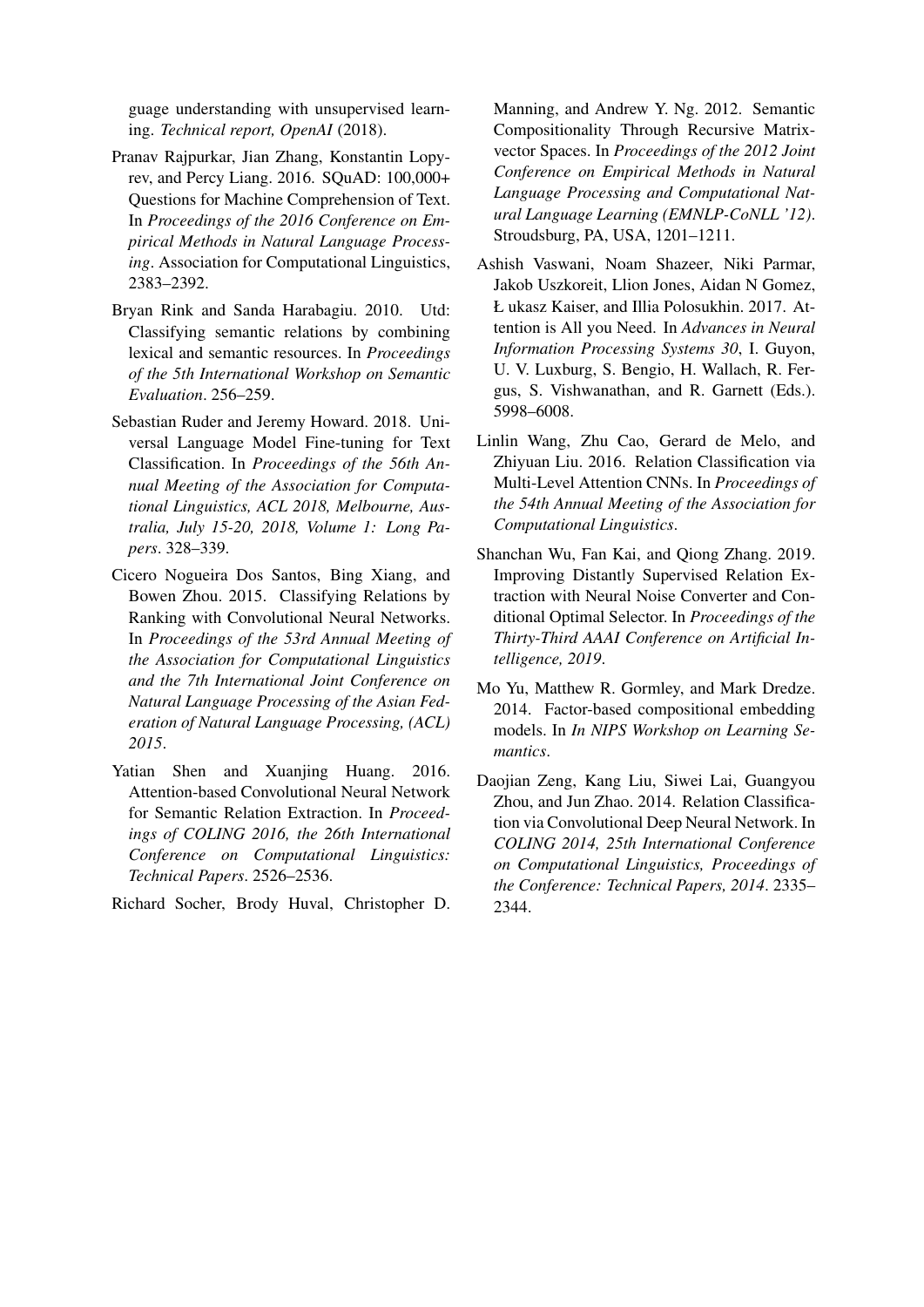guage understanding with unsupervised learning. *Technical report, OpenAI* (2018).

Pranav Rajpurkar, Jian Zhang, Konstantin Lopyrev, and Percy Liang. 2016. SQuAD: 100,000+ Questions for Machine Comprehension of Text. In *Proceedings of the 2016 Conference on Empirical Methods in Natural Language Processing*. Association for Computational Linguistics, 2383–2392.

Bryan Rink and Sanda Harabagiu. 2010. Utd: Classifying semantic relations by combining lexical and semantic resources. In *Proceedings of the 5th International Workshop on Semantic Evaluation*. 256–259.

Sebastian Ruder and Jeremy Howard. 2018. Universal Language Model Fine-tuning for Text Classification. In *Proceedings of the 56th Annual Meeting of the Association for Computational Linguistics, ACL 2018, Melbourne, Australia, July 15-20, 2018, Volume 1: Long Papers*. 328–339.

Cicero Nogueira Dos Santos, Bing Xiang, and Bowen Zhou. 2015. Classifying Relations by Ranking with Convolutional Neural Networks. In *Proceedings of the 53rd Annual Meeting of the Association for Computational Linguistics and the 7th International Joint Conference on Natural Language Processing of the Asian Federation of Natural Language Processing, (ACL) 2015*.

Yatian Shen and Xuanjing Huang. 2016. Attention-based Convolutional Neural Network for Semantic Relation Extraction. In *Proceedings of COLING 2016, the 26th International Conference on Computational Linguistics: Technical Papers*. 2526–2536.

Richard Socher, Brody Huval, Christopher D. Manning, and Andrew Y. Ng. 2012. Semantic Compositionality Through Recursive Matrix-vector Spaces. In *Proceedings of the 2012 Joint Conference on Empirical Methods in Natural Language Processing and Computational Natural Language Learning (EMNLP-CoNLL '12)*. Stroudsburg, PA, USA, 1201–1211.

Ashish Vaswani, Noam Shazeer, Niki Parmar, Jakob Uszkoreit, Llion Jones, Aidan N Gomez, Ł ukasz Kaiser, and Illia Polosukhin. 2017. Attention is All you Need. In *Advances in Neural Information Processing Systems 30*, I. Guyon, U. V. Luxburg, S. Bengio, H. Wallach, R. Fergus, S. Vishwanathan, and R. Garnett (Eds.). 5998–6008.

Linlin Wang, Zhu Cao, Gerard de Melo, and Zhiyuan Liu. 2016. Relation Classification via Multi-Level Attention CNNs. In *Proceedings of the 54th Annual Meeting of the Association for Computational Linguistics*.

Shanchan Wu, Fan Kai, and Qiong Zhang. 2019. Improving Distantly Supervised Relation Extraction with Neural Noise Converter and Conditional Optimal Selector. In *Proceedings of the Thirty-Third AAAI Conference on Artificial Intelligence, 2019*.

Mo Yu, Matthew R. Gormley, and Mark Dredze. 2014. Factor-based compositional embedding models. In *In NIPS Workshop on Learning Semantics*.

Daojian Zeng, Kang Liu, Siwei Lai, Guangyou Zhou, and Jun Zhao. 2014. Relation Classification via Convolutional Deep Neural Network. In *COLING 2014, 25th International Conference on Computational Linguistics, Proceedings of the Conference: Technical Papers, 2014*. 2335–2344.